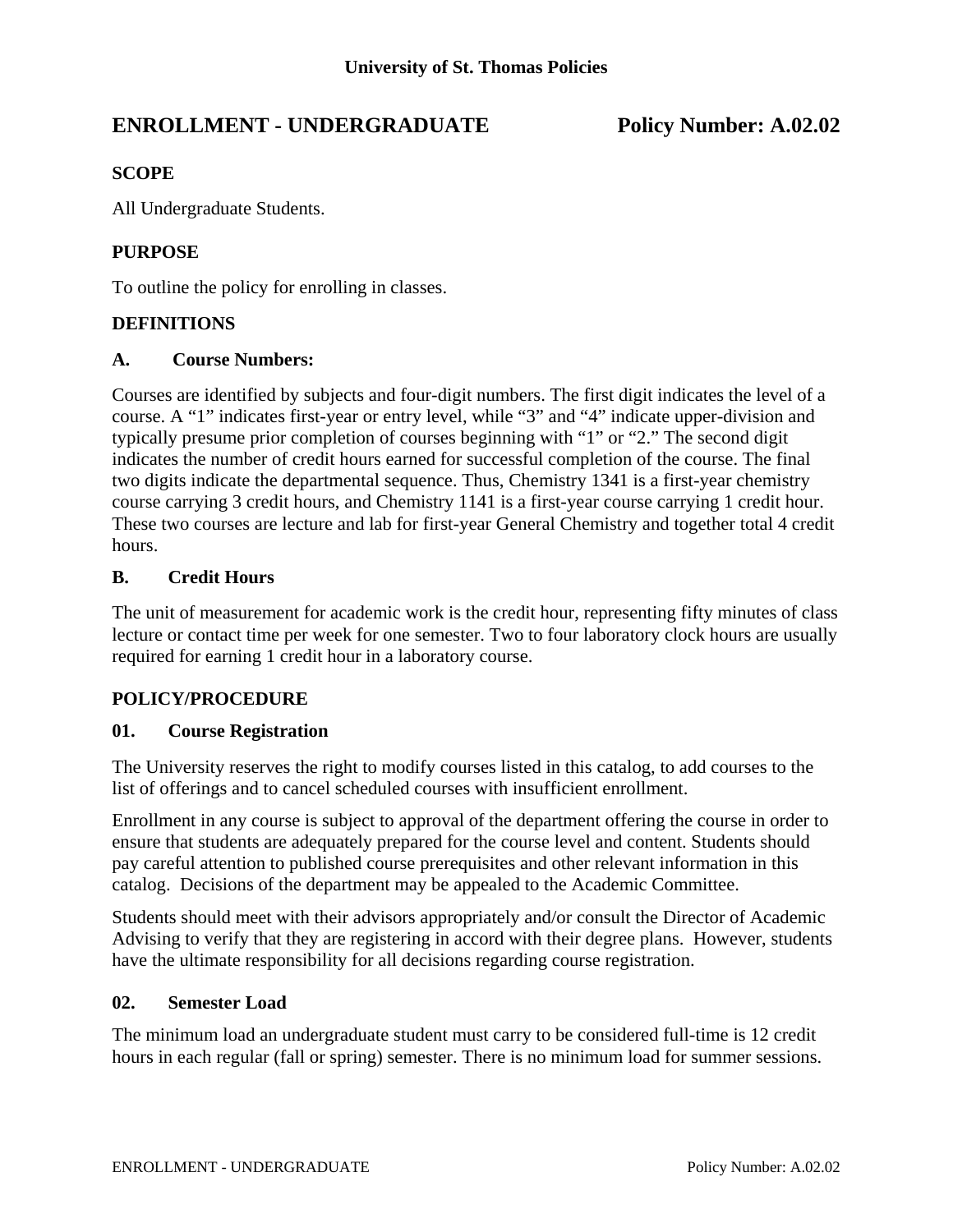**University of St. Thomas Policies**

# ENROLLMENT - UNDERGRADUATE Policy Number: A.02.02

## SCOPE

All Undergraduate Students.

## PURPOSE

To outline the policy for enrolling in classes.

## DEFINITIONS

### A. Course Numbers:

Courses are identified by subjects and four-digit numbers. The first digit indicates the level of a course. A "1" indicates first-year or entry level, while "3" and "4" indicate upper-division and typically presume prior completion of courses beginning with "1" or "2." The second digit indicates the number of credit hours earned for successful completion of the course. The final two digits indicate the departmental sequence. Thus, Chemistry 1341 is a first-year chemistry course carrying 3 credit hours, and Chemistry 1141 is a first-year course carrying 1 credit hour. These two courses are lecture and lab for first-year General Chemistry and together total 4 credit hours.

### B. Credit Hours

The unit of measurement for academic work is the credit hour, representing fifty minutes of class lecture or contact time per week for one semester. Two to four laboratory clock hours are usually required for earning 1 credit hour in a laboratory course.

## POLICY/PROCEDURE

### 01. Course Registration

The University reserves the right to modify courses listed in this catalog, to add courses to the list of offerings and to cancel scheduled courses with insufficient enrollment.

Enrollment in any course is subject to approval of the department offering the course in order to ensure that students are adequately prepared for the course level and content. Students should pay careful attention to published course prerequisites and other relevant information in this catalog. Decisions of the department may be appealed to the Academic Committee.

Students should meet with their advisors appropriately and/or consult the Director of Academic Advising to verify that they are registering in accord with their degree plans. However, students have the ultimate responsibility for all decisions regarding course registration.

### 02. Semester Load

The minimum load an undergraduate student must carry to be considered full-time is 12 credit hours in each regular (fall or spring) semester. There is no minimum load for summer sessions.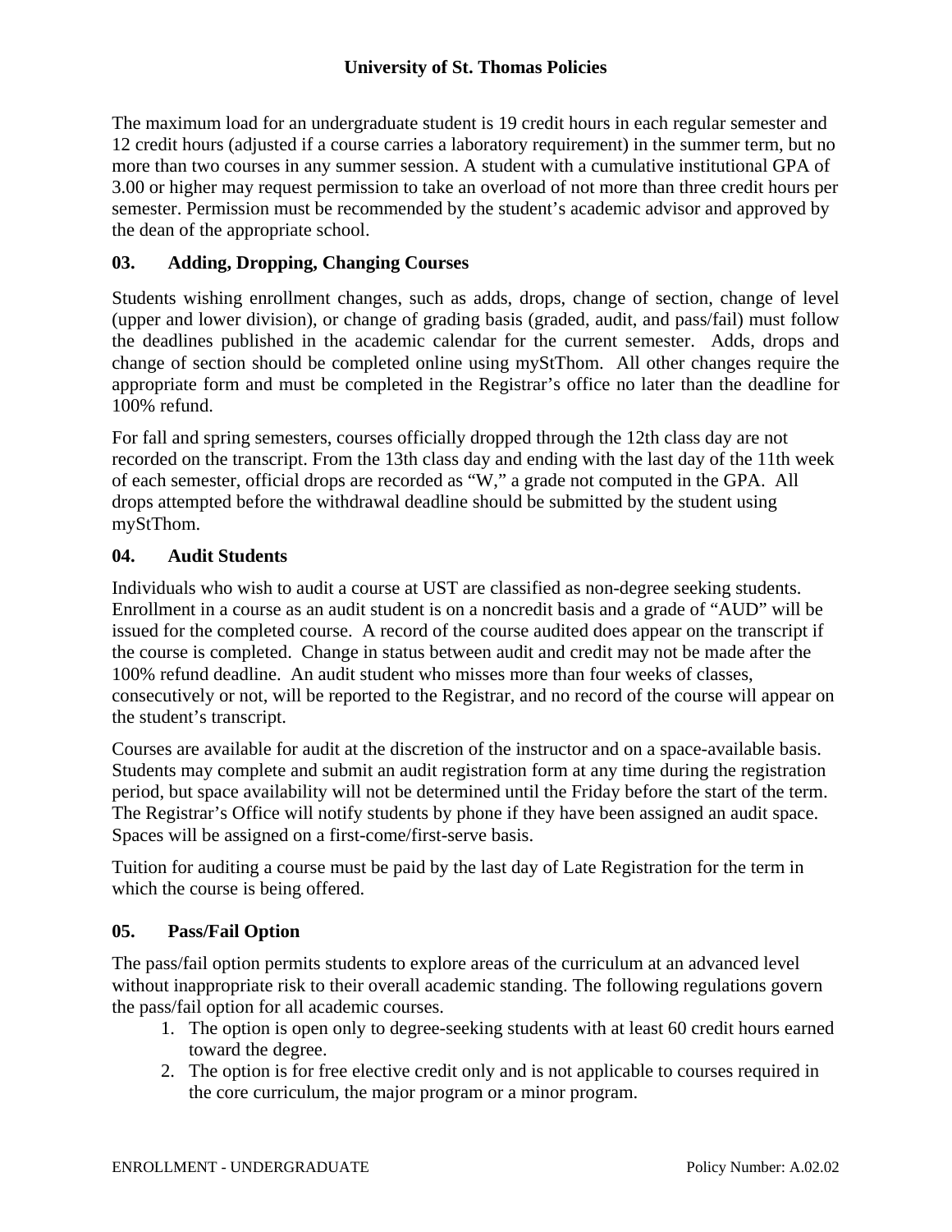The maximum load for an undergraduate student is 19 credit hours in each regular semester and 12 credit hours (adjusted if a course carries a laboratory requirement) in the summer term, but no more than two courses in any summer session. A student with a cumulative institutional GPA of 3.00 or higher may request permission to take an overload of not more than three credit hours per semester. Permission must be recommended by the student's academic advisor and approved by the dean of the appropriate school.

### 03. Adding, Dropping, Changing Courses

Students wishing enrollment changes, such as adds, drops, change of section, change of level (upper and lower division), or change of grading basis (graded, audit, and pass/fail) must follow the deadlines published in the academic calendar for the current semester. Adds, drops and change of section should be completed online using myStThom. All other changes require the appropriate form and must be completed in the Registrar's office no later than the deadline for 100% refund.

For fall and spring semesters, courses officially dropped through the 12th class day are not recorded on the transcript. From the 13th class day and ending with the last day of the 11th week of each semester, official drops are recorded as "W," a grade not computed in the GPA. All drops attempted before the withdrawal deadline should be submitted by the student using myStThom.

### 04. Audit Students

Individuals who wish to audit a course at UST are classified as non-degree seeking students. Enrollment in a course as an audit student is on a noncredit basis and a grade of "AUD" will be issued for the completed course. A record of the course audited does appear on the transcript if the course is completed. Change in status between audit and credit may not be made after the 100% refund deadline. An audit student who misses more than four weeks of classes, consecutively or not, will be reported to the Registrar, and no record of the course will appear on the student's transcript.

Courses are available for audit at the discretion of the instructor and on a space-available basis. Students may complete and submit an audit registration form at any time during the registration period, but space availability will not be determined until the Friday before the start of the term. The Registrar's Office will notify students by phone if they have been assigned an audit space. Spaces will be assigned on a first-come/first-serve basis.

Tuition for auditing a course must be paid by the last day of Late Registration for the term in which the course is being offered.

### 05. Pass/Fail Option

The pass/fail option permits students to explore areas of the curriculum at an advanced level without inappropriate risk to their overall academic standing. The following regulations govern the pass/fail option for all academic courses.

1. The option is open only to degree-seeking students with at least 60 credit hours earned toward the degree.
2. The option is for free elective credit only and is not applicable to courses required in the core curriculum, the major program or a minor program.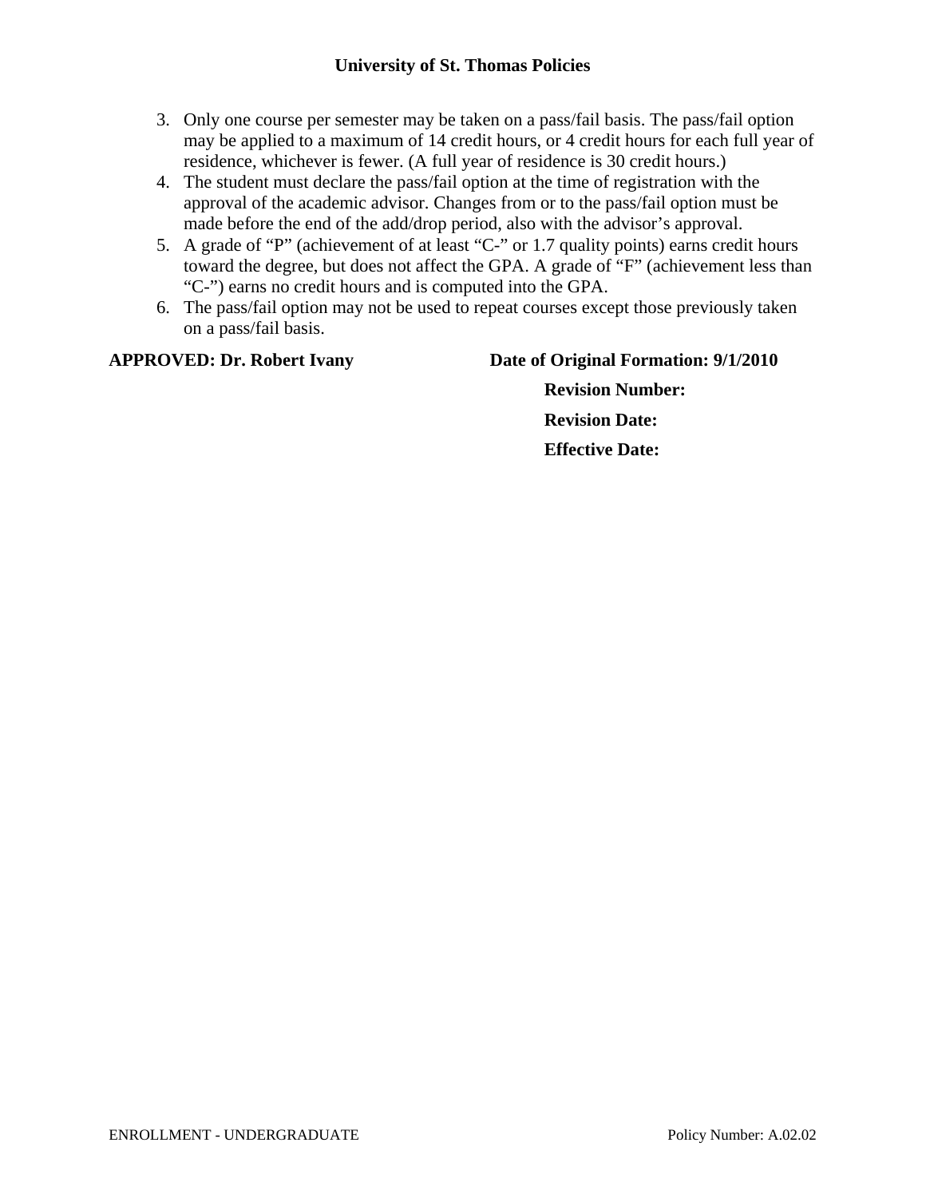3. Only one course per semester may be taken on a pass/fail basis. The pass/fail option may be applied to a maximum of 14 credit hours, or 4 credit hours for each full year of residence, whichever is fewer. (A full year of residence is 30 credit hours.)
4. The student must declare the pass/fail option at the time of registration with the approval of the academic advisor. Changes from or to the pass/fail option must be made before the end of the add/drop period, also with the advisor's approval.
5. A grade of "P" (achievement of at least "C-" or 1.7 quality points) earns credit hours toward the degree, but does not affect the GPA. A grade of "F" (achievement less than "C-") earns no credit hours and is computed into the GPA.
6. The pass/fail option may not be used to repeat courses except those previously taken on a pass/fail basis.

**APPROVED: Dr. Robert Ivany**

**Date of Original Formation: 9/1/2010**

**Revision Number:**

**Revision Date:**

**Effective Date:**